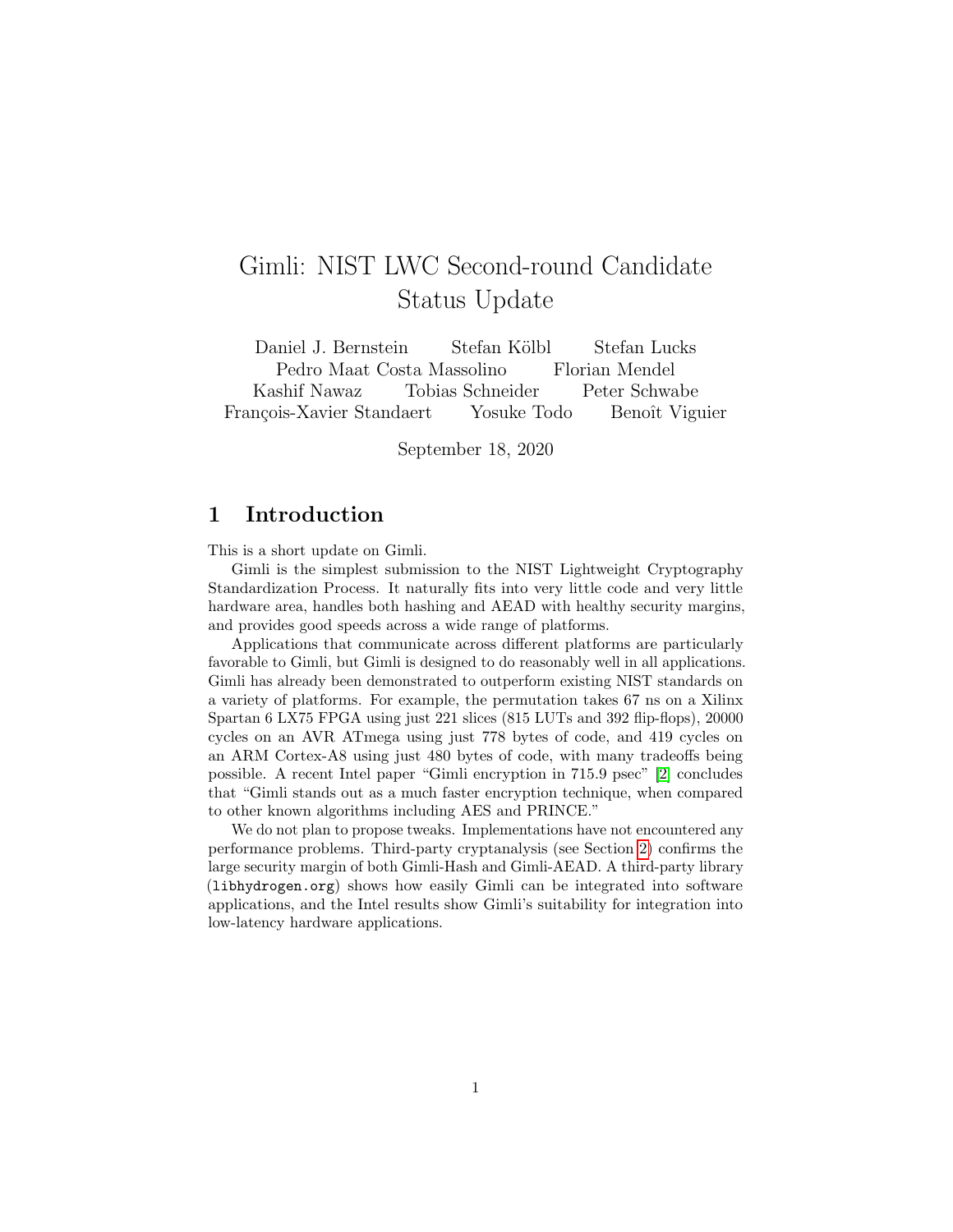# Gimli: NIST LWC Second-round Candidate Status Update

Daniel J. Bernstein  Stefan Kölbl  Stefan Lucks
Pedro Maat Costa Massolino  Florian Mendel
Kashif Nawaz  Tobias Schneider  Peter Schwabe
François-Xavier Standaert  Yosuke Todo  Benoît Viguier

September 18, 2020

## 1 Introduction

This is a short update on Gimli.

Gimli is the simplest submission to the NIST Lightweight Cryptography Standardization Process. It naturally fits into very little code and very little hardware area, handles both hashing and AEAD with healthy security margins, and provides good speeds across a wide range of platforms.

Applications that communicate across different platforms are particularly favorable to Gimli, but Gimli is designed to do reasonably well in all applications. Gimli has already been demonstrated to outperform existing NIST standards on a variety of platforms. For example, the permutation takes 67 ns on a Xilinx Spartan 6 LX75 FPGA using just 221 slices (815 LUTs and 392 flip-flops), 20000 cycles on an AVR ATmega using just 778 bytes of code, and 419 cycles on an ARM Cortex-A8 using just 480 bytes of code, with many tradeoffs being possible. A recent Intel paper "Gimli encryption in 715.9 psec" [2] concludes that "Gimli stands out as a much faster encryption technique, when compared to other known algorithms including AES and PRINCE."

We do not plan to propose tweaks. Implementations have not encountered any performance problems. Third-party cryptanalysis (see Section 2) confirms the large security margin of both Gimli-Hash and Gimli-AEAD. A third-party library (`libhydrogen.org`) shows how easily Gimli can be integrated into software applications, and the Intel results show Gimli's suitability for integration into low-latency hardware applications.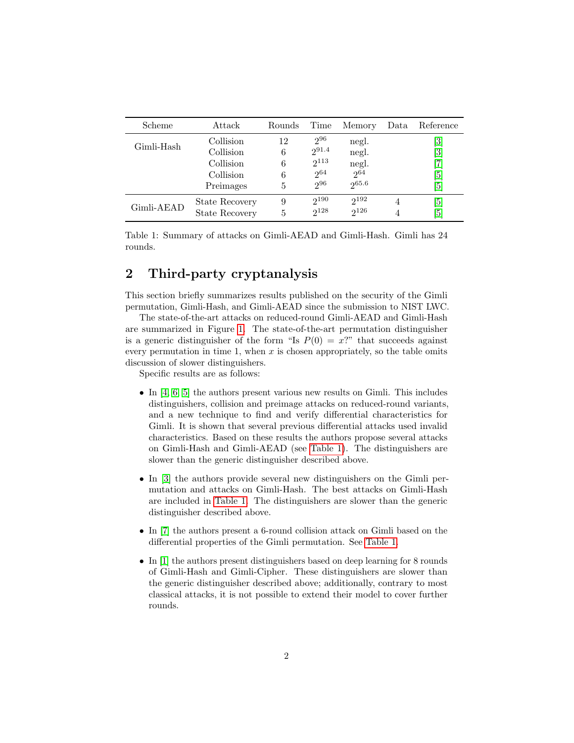| Scheme | Attack | Rounds | Time | Memory | Data | Reference |
|---|---|---|---|---|---|---|
| Gimli-Hash | Collision | 12 | $2^{96}$ | negl. | | [3] |
| | Collision | 6 | $2^{91.4}$ | negl. | | [3] |
| | Collision | 6 | $2^{113}$ | negl. | | [7] |
| | Collision | 6 | $2^{64}$ | $2^{64}$ | | [5] |
| | Preimages | 5 | $2^{96}$ | $2^{65.6}$ | | [5] |
| Gimli-AEAD | State Recovery | 9 | $2^{190}$ | $2^{192}$ | 4 | [5] |
| | State Recovery | 5 | $2^{128}$ | $2^{126}$ | 4 | [5] |

Table 1: Summary of attacks on Gimli-AEAD and Gimli-Hash. Gimli has 24 rounds.

## 2 Third-party cryptanalysis

This section briefly summarizes results published on the security of the Gimli permutation, Gimli-Hash, and Gimli-AEAD since the submission to NIST LWC.

The state-of-the-art attacks on reduced-round Gimli-AEAD and Gimli-Hash are summarized in Figure 1. The state-of-the-art permutation distinguisher is a generic distinguisher of the form "Is $P(0) = x$?" that succeeds against every permutation in time 1, when $x$ is chosen appropriately, so the table omits discussion of slower distinguishers.

Specific results are as follows:

- In [4, 6, 5] the authors present various new results on Gimli. This includes distinguishers, collision and preimage attacks on reduced-round variants, and a new technique to find and verify differential characteristics for Gimli. It is shown that several previous differential attacks used invalid characteristics. Based on these results the authors propose several attacks on Gimli-Hash and Gimli-AEAD (see Table 1). The distinguishers are slower than the generic distinguisher described above.

- In [3] the authors provide several new distinguishers on the Gimli permutation and attacks on Gimli-Hash. The best attacks on Gimli-Hash are included in Table 1. The distinguishers are slower than the generic distinguisher described above.

- In [7] the authors present a 6-round collision attack on Gimli based on the differential properties of the Gimli permutation. See Table 1.

- In [1] the authors present distinguishers based on deep learning for 8 rounds of Gimli-Hash and Gimli-Cipher. These distinguishers are slower than the generic distinguisher described above; additionally, contrary to most classical attacks, it is not possible to extend their model to cover further rounds.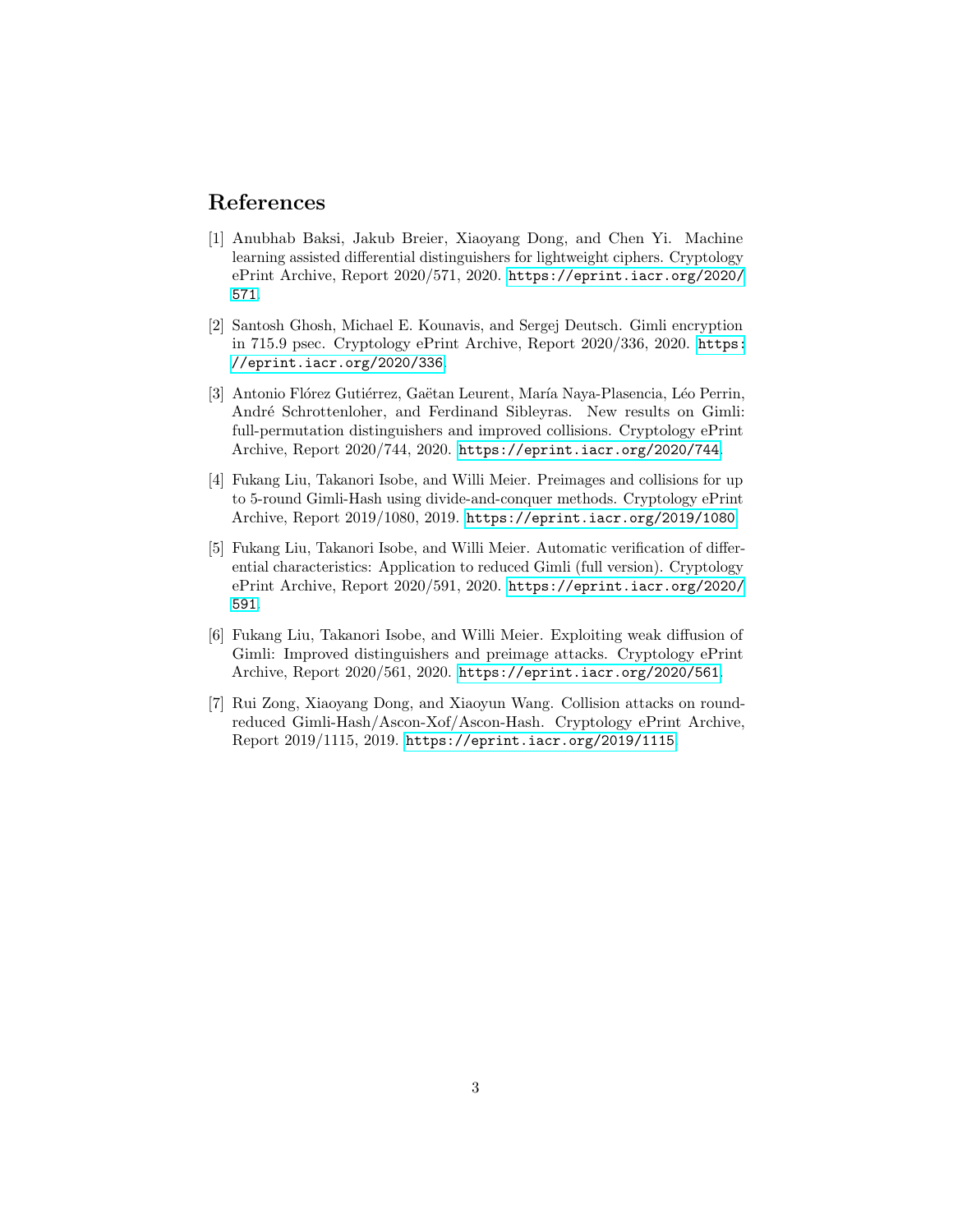## References

[1] Anubhab Baksi, Jakub Breier, Xiaoyang Dong, and Chen Yi. Machine learning assisted differential distinguishers for lightweight ciphers. Cryptology ePrint Archive, Report 2020/571, 2020. https://eprint.iacr.org/2020/571.

[2] Santosh Ghosh, Michael E. Kounavis, and Sergej Deutsch. Gimli encryption in 715.9 psec. Cryptology ePrint Archive, Report 2020/336, 2020. https://eprint.iacr.org/2020/336.

[3] Antonio Flórez Gutiérrez, Gaëtan Leurent, María Naya-Plasencia, Léo Perrin, André Schrottenloher, and Ferdinand Sibleyras. New results on Gimli: full-permutation distinguishers and improved collisions. Cryptology ePrint Archive, Report 2020/744, 2020. https://eprint.iacr.org/2020/744.

[4] Fukang Liu, Takanori Isobe, and Willi Meier. Preimages and collisions for up to 5-round Gimli-Hash using divide-and-conquer methods. Cryptology ePrint Archive, Report 2019/1080, 2019. https://eprint.iacr.org/2019/1080.

[5] Fukang Liu, Takanori Isobe, and Willi Meier. Automatic verification of differential characteristics: Application to reduced Gimli (full version). Cryptology ePrint Archive, Report 2020/591, 2020. https://eprint.iacr.org/2020/591.

[6] Fukang Liu, Takanori Isobe, and Willi Meier. Exploiting weak diffusion of Gimli: Improved distinguishers and preimage attacks. Cryptology ePrint Archive, Report 2020/561, 2020. https://eprint.iacr.org/2020/561.

[7] Rui Zong, Xiaoyang Dong, and Xiaoyun Wang. Collision attacks on round-reduced Gimli-Hash/Ascon-Xof/Ascon-Hash. Cryptology ePrint Archive, Report 2019/1115, 2019. https://eprint.iacr.org/2019/1115.